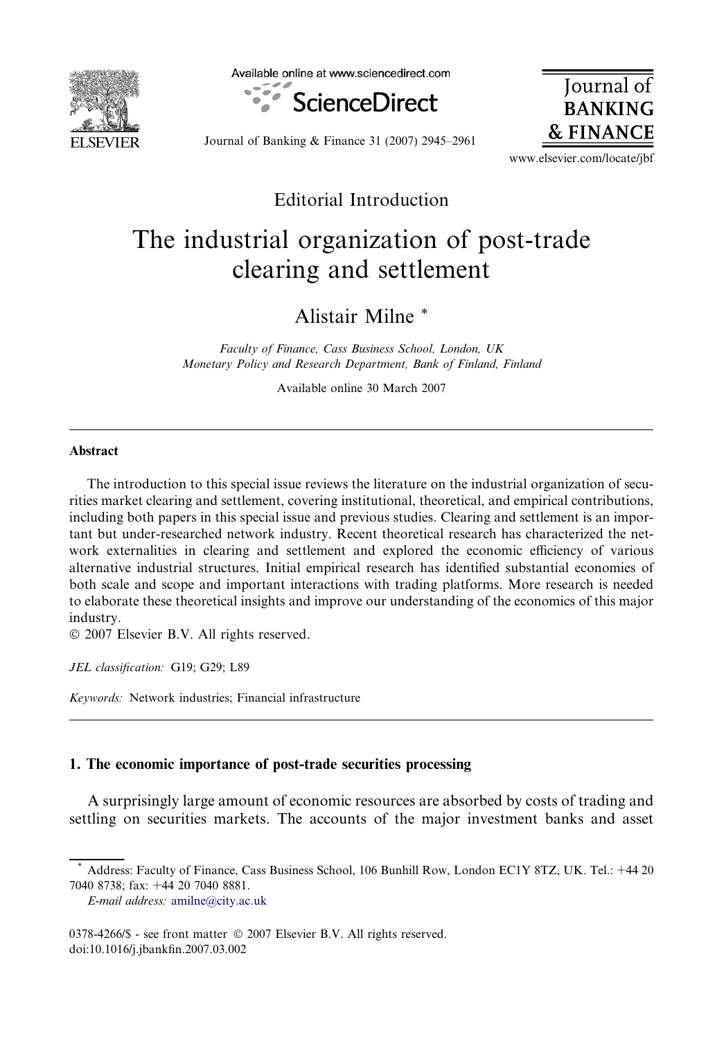Editorial Introduction

# The industrial organization of post-trade clearing and settlement

Alistair Milne *

*Faculty of Finance, Cass Business School, London, UK*
*Monetary Policy and Research Department, Bank of Finland, Finland*

Available online 30 March 2007

## Abstract

The introduction to this special issue reviews the literature on the industrial organization of securities market clearing and settlement, covering institutional, theoretical, and empirical contributions, including both papers in this special issue and previous studies. Clearing and settlement is an important but under-researched network industry. Recent theoretical research has characterized the network externalities in clearing and settlement and explored the economic efficiency of various alternative industrial structures. Initial empirical research has identified substantial economies of both scale and scope and important interactions with trading platforms. More research is needed to elaborate these theoretical insights and improve our understanding of the economics of this major industry.

© 2007 Elsevier B.V. All rights reserved.

*JEL classification:* G19; G29; L89

*Keywords:* Network industries; Financial infrastructure

## 1. The economic importance of post-trade securities processing

A surprisingly large amount of economic resources are absorbed by costs of trading and settling on securities markets. The accounts of the major investment banks and asset

---

* Address: Faculty of Finance, Cass Business School, 106 Bunhill Row, London EC1Y 8TZ, UK. Tel.: +44 20 7040 8738; fax: +44 20 7040 8881.

*E-mail address:* amilne@city.ac.uk

0378-4266/$ - see front matter © 2007 Elsevier B.V. All rights reserved.
doi:10.1016/j.jbankfin.2007.03.002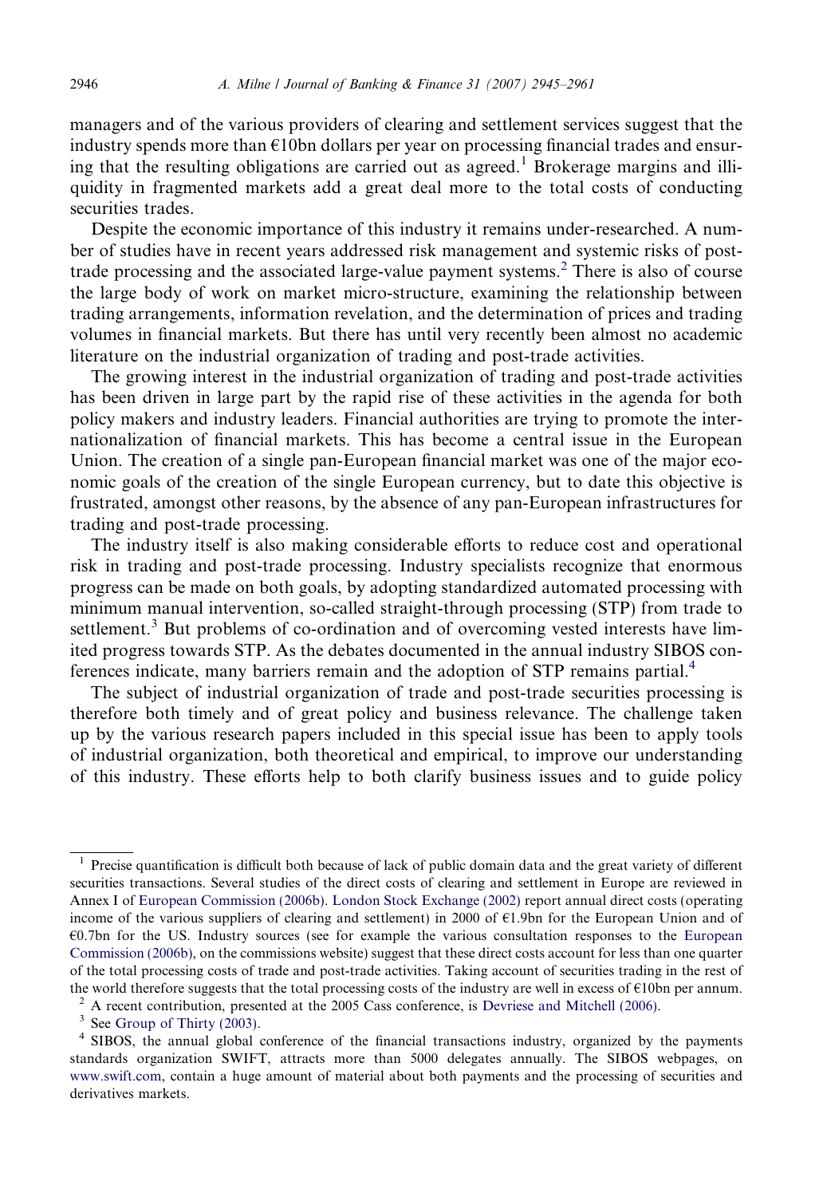managers and of the various providers of clearing and settlement services suggest that the industry spends more than €10bn dollars per year on processing financial trades and ensuring that the resulting obligations are carried out as agreed.[1] Brokerage margins and illiquidity in fragmented markets add a great deal more to the total costs of conducting securities trades.

Despite the economic importance of this industry it remains under-researched. A number of studies have in recent years addressed risk management and systemic risks of post-trade processing and the associated large-value payment systems.[2] There is also of course the large body of work on market micro-structure, examining the relationship between trading arrangements, information revelation, and the determination of prices and trading volumes in financial markets. But there has until very recently been almost no academic literature on the industrial organization of trading and post-trade activities.

The growing interest in the industrial organization of trading and post-trade activities has been driven in large part by the rapid rise of these activities in the agenda for both policy makers and industry leaders. Financial authorities are trying to promote the internationalization of financial markets. This has become a central issue in the European Union. The creation of a single pan-European financial market was one of the major economic goals of the creation of the single European currency, but to date this objective is frustrated, amongst other reasons, by the absence of any pan-European infrastructures for trading and post-trade processing.

The industry itself is also making considerable efforts to reduce cost and operational risk in trading and post-trade processing. Industry specialists recognize that enormous progress can be made on both goals, by adopting standardized automated processing with minimum manual intervention, so-called straight-through processing (STP) from trade to settlement.[3] But problems of co-ordination and of overcoming vested interests have limited progress towards STP. As the debates documented in the annual industry SIBOS conferences indicate, many barriers remain and the adoption of STP remains partial.[4]

The subject of industrial organization of trade and post-trade securities processing is therefore both timely and of great policy and business relevance. The challenge taken up by the various research papers included in this special issue has been to apply tools of industrial organization, both theoretical and empirical, to improve our understanding of this industry. These efforts help to both clarify business issues and to guide policy

---

[1] Precise quantification is difficult both because of lack of public domain data and the great variety of different securities transactions. Several studies of the direct costs of clearing and settlement in Europe are reviewed in Annex I of European Commission (2006b). London Stock Exchange (2002) report annual direct costs (operating income of the various suppliers of clearing and settlement) in 2000 of €1.9bn for the European Union and of €0.7bn for the US. Industry sources (see for example the various consultation responses to the European Commission (2006b), on the commissions website) suggest that these direct costs account for less than one quarter of the total processing costs of trade and post-trade activities. Taking account of securities trading in the rest of the world therefore suggests that the total processing costs of the industry are well in excess of €10bn per annum.

[2] A recent contribution, presented at the 2005 Cass conference, is Devriese and Mitchell (2006).

[3] See Group of Thirty (2003).

[4] SIBOS, the annual global conference of the financial transactions industry, organized by the payments standards organization SWIFT, attracts more than 5000 delegates annually. The SIBOS webpages, on www.swift.com, contain a huge amount of material about both payments and the processing of securities and derivatives markets.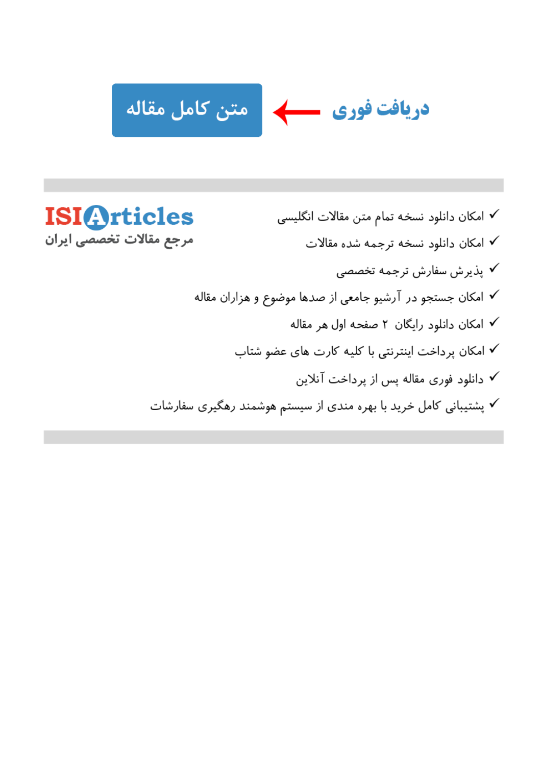دریافت فوری ← متن کامل مقاله

**ISIArticles**
مرجع مقالات تخصصی ایران

- ✓ امکان دانلود نسخه تمام متن مقالات انگلیسی
- ✓ امکان دانلود نسخه ترجمه شده مقالات
- ✓ پذیرش سفارش ترجمه تخصصی
- ✓ امکان جستجو در آرشیو جامعی از صدها موضوع و هزاران مقاله
- ✓ امکان دانلود رایگان ۲ صفحه اول هر مقاله
- ✓ امکان پرداخت اینترنتی با کلیه کارت های عضو شتاب
- ✓ دانلود فوری مقاله پس از پرداخت آنلاین
- ✓ پشتیبانی کامل خرید با بهره مندی از سیستم هوشمند رهگیری سفارشات